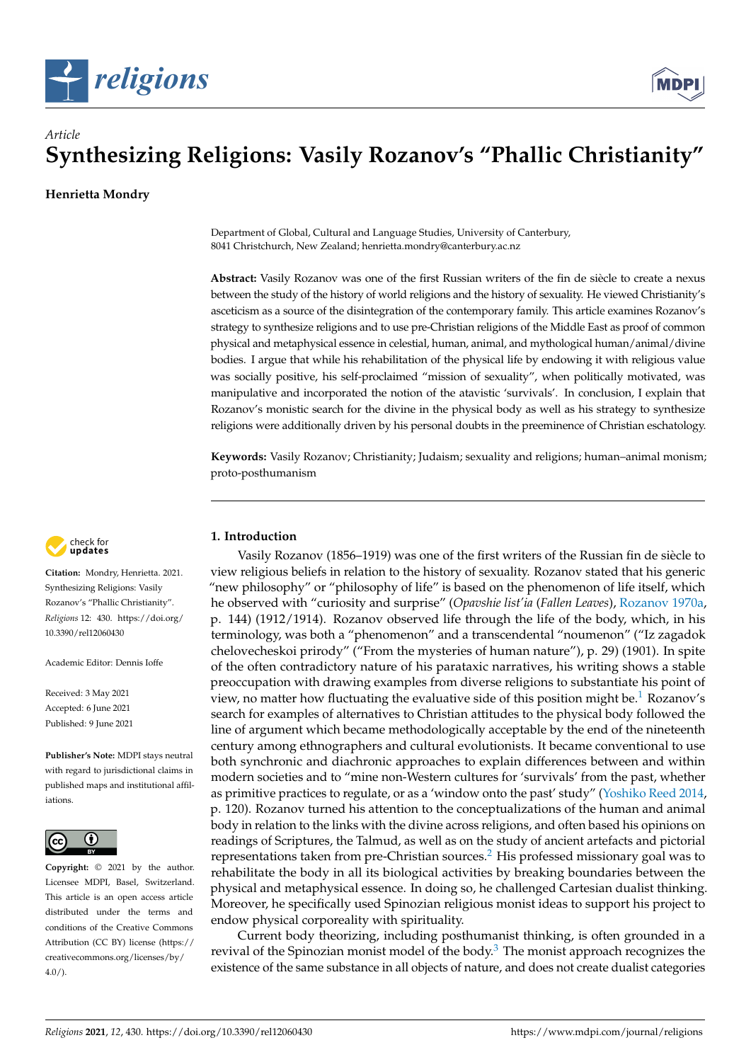*Article*

# Synthesizing Religions: Vasily Rozanov's "Phallic Christianity"

**Henrietta Mondry**

Department of Global, Cultural and Language Studies, University of Canterbury, 8041 Christchurch, New Zealand; henrietta.mondry@canterbury.ac.nz

**Abstract:** Vasily Rozanov was one of the first Russian writers of the fin de siècle to create a nexus between the study of the history of world religions and the history of sexuality. He viewed Christianity's asceticism as a source of the disintegration of the contemporary family. This article examines Rozanov's strategy to synthesize religions and to use pre-Christian religions of the Middle East as proof of common physical and metaphysical essence in celestial, human, animal, and mythological human/animal/divine bodies. I argue that while his rehabilitation of the physical life by endowing it with religious value was socially positive, his self-proclaimed "mission of sexuality", when politically motivated, was manipulative and incorporated the notion of the atavistic 'survivals'. In conclusion, I explain that Rozanov's monistic search for the divine in the physical body as well as his strategy to synthesize religions were additionally driven by his personal doubts in the preeminence of Christian eschatology.

**Keywords:** Vasily Rozanov; Christianity; Judaism; sexuality and religions; human–animal monism; proto-posthumanism

**Citation:** Mondry, Henrietta. 2021. Synthesizing Religions: Vasily Rozanov's "Phallic Christianity". *Religions* 12: 430. https://doi.org/10.3390/rel12060430

Academic Editor: Dennis Ioffe

Received: 3 May 2021
Accepted: 6 June 2021
Published: 9 June 2021

**Publisher's Note:** MDPI stays neutral with regard to jurisdictional claims in published maps and institutional affiliations.

**Copyright:** © 2021 by the author. Licensee MDPI, Basel, Switzerland. This article is an open access article distributed under the terms and conditions of the Creative Commons Attribution (CC BY) license (https://creativecommons.org/licenses/by/4.0/).

## 1. Introduction

Vasily Rozanov (1856–1919) was one of the first writers of the Russian fin de siècle to view religious beliefs in relation to the history of sexuality. Rozanov stated that his generic "new philosophy" or "philosophy of life" is based on the phenomenon of life itself, which he observed with "curiosity and surprise" (*Opavshie list'ia* (*Fallen Leaves*), Rozanov 1970a, p. 144) (1912/1914). Rozanov observed life through the life of the body, which, in his terminology, was both a "phenomenon" and a transcendental "noumenon" ("Iz zagadok chelovecheskoi prirody" ("From the mysteries of human nature"), p. 29) (1901). In spite of the often contradictory nature of his parataxic narratives, his writing shows a stable preoccupation with drawing examples from diverse religions to substantiate his point of view, no matter how fluctuating the evaluative side of this position might be.[1] Rozanov's search for examples of alternatives to Christian attitudes to the physical body followed the line of argument which became methodologically acceptable by the end of the nineteenth century among ethnographers and cultural evolutionists. It became conventional to use both synchronic and diachronic approaches to explain differences between and within modern societies and to "mine non-Western cultures for 'survivals' from the past, whether as primitive practices to regulate, or as a 'window onto the past' study" (Yoshiko Reed 2014, p. 120). Rozanov turned his attention to the conceptualizations of the human and animal body in relation to the links with the divine across religions, and often based his opinions on readings of Scriptures, the Talmud, as well as on the study of ancient artefacts and pictorial representations taken from pre-Christian sources.[2] His professed missionary goal was to rehabilitate the body in all its biological activities by breaking boundaries between the physical and metaphysical essence. In doing so, he challenged Cartesian dualist thinking. Moreover, he specifically used Spinozian religious monist ideas to support his project to endow physical corporeality with spirituality.

Current body theorizing, including posthumanist thinking, is often grounded in a revival of the Spinozian monist model of the body.[3] The monist approach recognizes the existence of the same substance in all objects of nature, and does not create dualist categories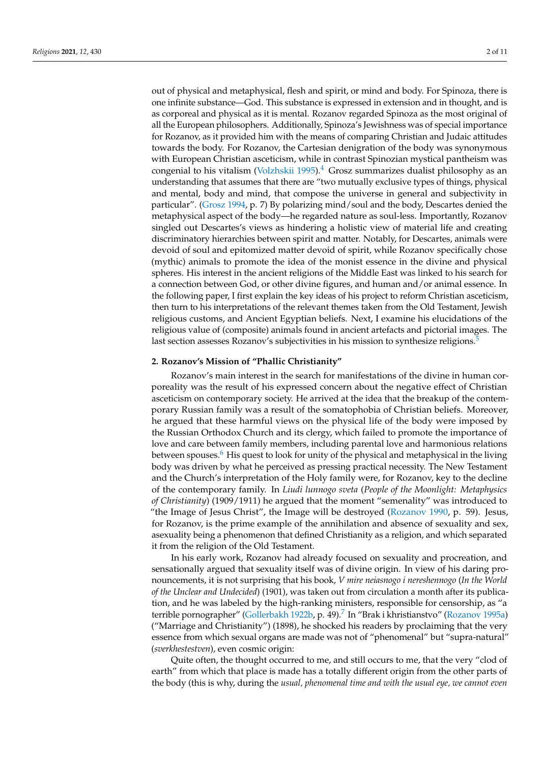out of physical and metaphysical, flesh and spirit, or mind and body. For Spinoza, there is one infinite substance—God. This substance is expressed in extension and in thought, and is as corporeal and physical as it is mental. Rozanov regarded Spinoza as the most original of all the European philosophers. Additionally, Spinoza's Jewishness was of special importance for Rozanov, as it provided him with the means of comparing Christian and Judaic attitudes towards the body. For Rozanov, the Cartesian denigration of the body was synonymous with European Christian asceticism, while in contrast Spinozian mystical pantheism was congenial to his vitalism (Volzhskii 1995).[4] Grosz summarizes dualist philosophy as an understanding that assumes that there are "two mutually exclusive types of things, physical and mental, body and mind, that compose the universe in general and subjectivity in particular". (Grosz 1994, p. 7) By polarizing mind/soul and the body, Descartes denied the metaphysical aspect of the body—he regarded nature as soul-less. Importantly, Rozanov singled out Descartes's views as hindering a holistic view of material life and creating discriminatory hierarchies between spirit and matter. Notably, for Descartes, animals were devoid of soul and epitomized matter devoid of spirit, while Rozanov specifically chose (mythic) animals to promote the idea of the monist essence in the divine and physical spheres. His interest in the ancient religions of the Middle East was linked to his search for a connection between God, or other divine figures, and human and/or animal essence. In the following paper, I first explain the key ideas of his project to reform Christian asceticism, then turn to his interpretations of the relevant themes taken from the Old Testament, Jewish religious customs, and Ancient Egyptian beliefs. Next, I examine his elucidations of the religious value of (composite) animals found in ancient artefacts and pictorial images. The last section assesses Rozanov's subjectivities in his mission to synthesize religions.[5]

## 2. Rozanov's Mission of "Phallic Christianity"

Rozanov's main interest in the search for manifestations of the divine in human corporeality was the result of his expressed concern about the negative effect of Christian asceticism on contemporary society. He arrived at the idea that the breakup of the contemporary Russian family was a result of the somatophobia of Christian beliefs. Moreover, he argued that these harmful views on the physical life of the body were imposed by the Russian Orthodox Church and its clergy, which failed to promote the importance of love and care between family members, including parental love and harmonious relations between spouses.[6] His quest to look for unity of the physical and metaphysical in the living body was driven by what he perceived as pressing practical necessity. The New Testament and the Church's interpretation of the Holy family were, for Rozanov, key to the decline of the contemporary family. In *Liudi lunnogo sveta* (*People of the Moonlight: Metaphysics of Christianity*) (1909/1911) he argued that the moment "semenality" was introduced to "the Image of Jesus Christ", the Image will be destroyed (Rozanov 1990, p. 59). Jesus, for Rozanov, is the prime example of the annihilation and absence of sexuality and sex, asexuality being a phenomenon that defined Christianity as a religion, and which separated it from the religion of the Old Testament.

In his early work, Rozanov had already focused on sexuality and procreation, and sensationally argued that sexuality itself was of divine origin. In view of his daring pronouncements, it is not surprising that his book, *V mire neiasnogo i nereshennogo* (*In the World of the Unclear and Undecided*) (1901), was taken out from circulation a month after its publication, and he was labeled by the high-ranking ministers, responsible for censorship, as "a terrible pornographer" (Gollerbakh 1922b, p. 49).[7] In "Brak i khristianstvo" (Rozanov 1995a) ("Marriage and Christianity") (1898), he shocked his readers by proclaiming that the very essence from which sexual organs are made was not of "phenomenal" but "supra-natural" (*sverkhestestven*), even cosmic origin:

Quite often, the thought occurred to me, and still occurs to me, that the very "clod of earth" from which that place is made has a totally different origin from the other parts of the body (this is why, during the *usual, phenomenal time and with the usual eye, we cannot even*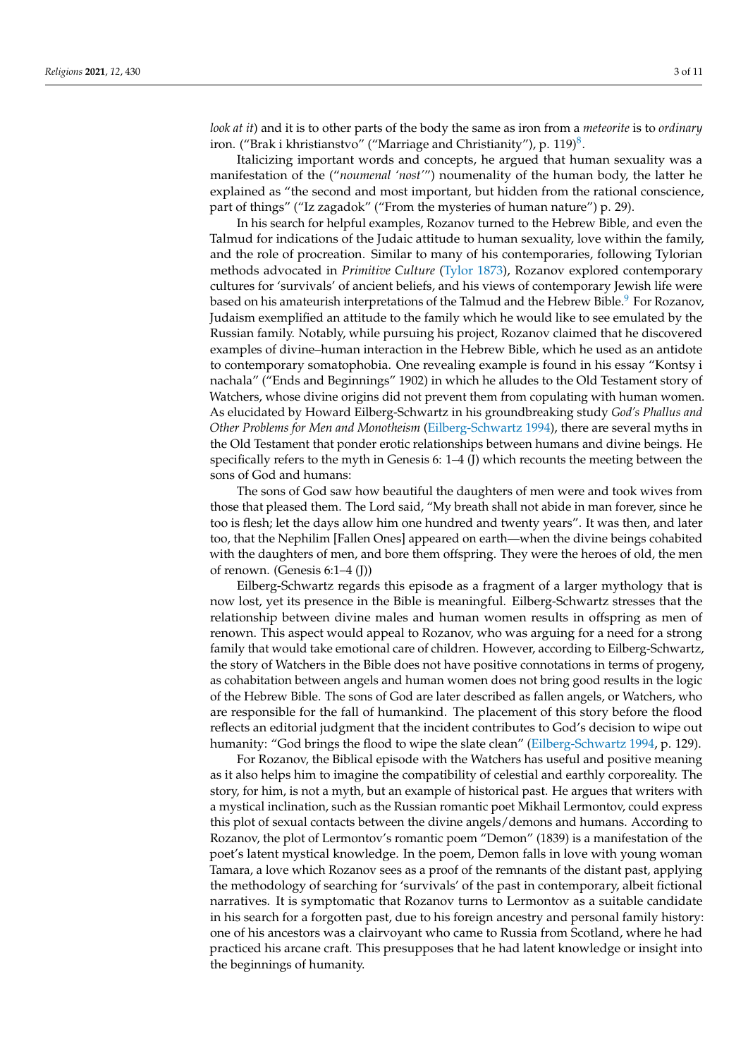*look at it*) and it is to other parts of the body the same as iron from a *meteorite* is to *ordinary* iron. ("Brak i khristianstvo" ("Marriage and Christianity"), p. 119)[8].

Italicizing important words and concepts, he argued that human sexuality was a manifestation of the ("*noumenal 'nost'*") noumenality of the human body, the latter he explained as "the second and most important, but hidden from the rational conscience, part of things" ("Iz zagadok" ("From the mysteries of human nature") p. 29).

In his search for helpful examples, Rozanov turned to the Hebrew Bible, and even the Talmud for indications of the Judaic attitude to human sexuality, love within the family, and the role of procreation. Similar to many of his contemporaries, following Tylorian methods advocated in *Primitive Culture* (Tylor 1873), Rozanov explored contemporary cultures for 'survivals' of ancient beliefs, and his views of contemporary Jewish life were based on his amateurish interpretations of the Talmud and the Hebrew Bible.[9] For Rozanov, Judaism exemplified an attitude to the family which he would like to see emulated by the Russian family. Notably, while pursuing his project, Rozanov claimed that he discovered examples of divine–human interaction in the Hebrew Bible, which he used as an antidote to contemporary somatophobia. One revealing example is found in his essay "Kontsy i nachala" ("Ends and Beginnings" 1902) in which he alludes to the Old Testament story of Watchers, whose divine origins did not prevent them from copulating with human women. As elucidated by Howard Eilberg-Schwartz in his groundbreaking study *God's Phallus and Other Problems for Men and Monotheism* (Eilberg-Schwartz 1994), there are several myths in the Old Testament that ponder erotic relationships between humans and divine beings. He specifically refers to the myth in Genesis 6: 1–4 (J) which recounts the meeting between the sons of God and humans:

The sons of God saw how beautiful the daughters of men were and took wives from those that pleased them. The Lord said, "My breath shall not abide in man forever, since he too is flesh; let the days allow him one hundred and twenty years". It was then, and later too, that the Nephilim [Fallen Ones] appeared on earth—when the divine beings cohabited with the daughters of men, and bore them offspring. They were the heroes of old, the men of renown. (Genesis 6:1–4 (J))

Eilberg-Schwartz regards this episode as a fragment of a larger mythology that is now lost, yet its presence in the Bible is meaningful. Eilberg-Schwartz stresses that the relationship between divine males and human women results in offspring as men of renown. This aspect would appeal to Rozanov, who was arguing for a need for a strong family that would take emotional care of children. However, according to Eilberg-Schwartz, the story of Watchers in the Bible does not have positive connotations in terms of progeny, as cohabitation between angels and human women does not bring good results in the logic of the Hebrew Bible. The sons of God are later described as fallen angels, or Watchers, who are responsible for the fall of humankind. The placement of this story before the flood reflects an editorial judgment that the incident contributes to God's decision to wipe out humanity: "God brings the flood to wipe the slate clean" (Eilberg-Schwartz 1994, p. 129).

For Rozanov, the Biblical episode with the Watchers has useful and positive meaning as it also helps him to imagine the compatibility of celestial and earthly corporeality. The story, for him, is not a myth, but an example of historical past. He argues that writers with a mystical inclination, such as the Russian romantic poet Mikhail Lermontov, could express this plot of sexual contacts between the divine angels/demons and humans. According to Rozanov, the plot of Lermontov's romantic poem "Demon" (1839) is a manifestation of the poet's latent mystical knowledge. In the poem, Demon falls in love with young woman Tamara, a love which Rozanov sees as a proof of the remnants of the distant past, applying the methodology of searching for 'survivals' of the past in contemporary, albeit fictional narratives. It is symptomatic that Rozanov turns to Lermontov as a suitable candidate in his search for a forgotten past, due to his foreign ancestry and personal family history: one of his ancestors was a clairvoyant who came to Russia from Scotland, where he had practiced his arcane craft. This presupposes that he had latent knowledge or insight into the beginnings of humanity.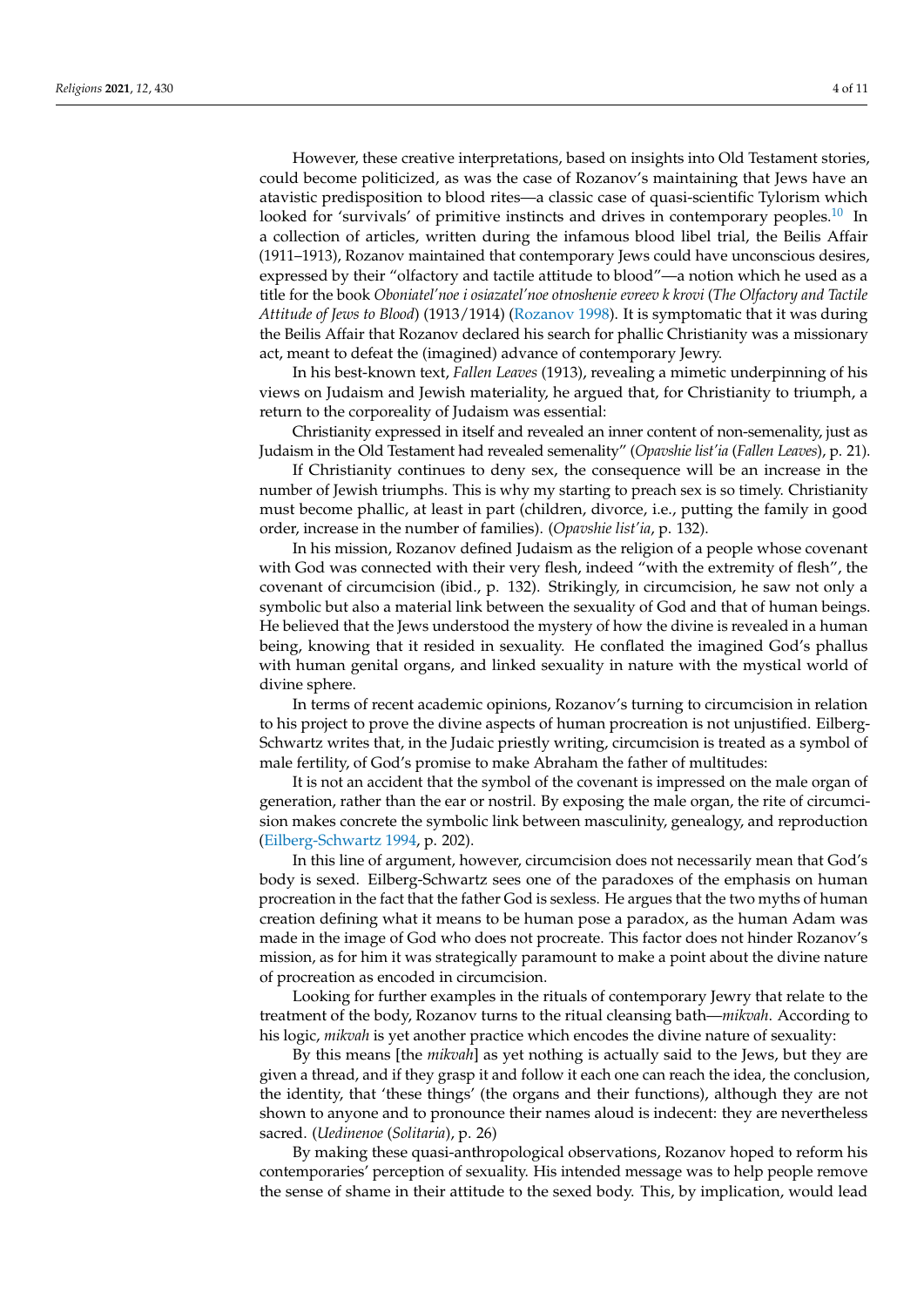However, these creative interpretations, based on insights into Old Testament stories, could become politicized, as was the case of Rozanov's maintaining that Jews have an atavistic predisposition to blood rites—a classic case of quasi-scientific Tylorism which looked for 'survivals' of primitive instincts and drives in contemporary peoples.[10] In a collection of articles, written during the infamous blood libel trial, the Beilis Affair (1911–1913), Rozanov maintained that contemporary Jews could have unconscious desires, expressed by their "olfactory and tactile attitude to blood"—a notion which he used as a title for the book *Oboniatel'noe i osiazatel'noe otnoshenie evreev k krovi* (*The Olfactory and Tactile Attitude of Jews to Blood*) (1913/1914) (Rozanov 1998). It is symptomatic that it was during the Beilis Affair that Rozanov declared his search for phallic Christianity was a missionary act, meant to defeat the (imagined) advance of contemporary Jewry.

In his best-known text, *Fallen Leaves* (1913), revealing a mimetic underpinning of his views on Judaism and Jewish materiality, he argued that, for Christianity to triumph, a return to the corporeality of Judaism was essential:

Christianity expressed in itself and revealed an inner content of non-semenality, just as Judaism in the Old Testament had revealed semenality" (*Opavshie list'ia* (*Fallen Leaves*), p. 21).

If Christianity continues to deny sex, the consequence will be an increase in the number of Jewish triumphs. This is why my starting to preach sex is so timely. Christianity must become phallic, at least in part (children, divorce, i.e., putting the family in good order, increase in the number of families). (*Opavshie list'ia*, p. 132).

In his mission, Rozanov defined Judaism as the religion of a people whose covenant with God was connected with their very flesh, indeed "with the extremity of flesh", the covenant of circumcision (ibid., p. 132). Strikingly, in circumcision, he saw not only a symbolic but also a material link between the sexuality of God and that of human beings. He believed that the Jews understood the mystery of how the divine is revealed in a human being, knowing that it resided in sexuality. He conflated the imagined God's phallus with human genital organs, and linked sexuality in nature with the mystical world of divine sphere.

In terms of recent academic opinions, Rozanov's turning to circumcision in relation to his project to prove the divine aspects of human procreation is not unjustified. Eilberg-Schwartz writes that, in the Judaic priestly writing, circumcision is treated as a symbol of male fertility, of God's promise to make Abraham the father of multitudes:

It is not an accident that the symbol of the covenant is impressed on the male organ of generation, rather than the ear or nostril. By exposing the male organ, the rite of circumcision makes concrete the symbolic link between masculinity, genealogy, and reproduction (Eilberg-Schwartz 1994, p. 202).

In this line of argument, however, circumcision does not necessarily mean that God's body is sexed. Eilberg-Schwartz sees one of the paradoxes of the emphasis on human procreation in the fact that the father God is sexless. He argues that the two myths of human creation defining what it means to be human pose a paradox, as the human Adam was made in the image of God who does not procreate. This factor does not hinder Rozanov's mission, as for him it was strategically paramount to make a point about the divine nature of procreation as encoded in circumcision.

Looking for further examples in the rituals of contemporary Jewry that relate to the treatment of the body, Rozanov turns to the ritual cleansing bath—*mikvah*. According to his logic, *mikvah* is yet another practice which encodes the divine nature of sexuality:

By this means [the *mikvah*] as yet nothing is actually said to the Jews, but they are given a thread, and if they grasp it and follow it each one can reach the idea, the conclusion, the identity, that 'these things' (the organs and their functions), although they are not shown to anyone and to pronounce their names aloud is indecent: they are nevertheless sacred. (*Uedinenoe* (*Solitaria*), p. 26)

By making these quasi-anthropological observations, Rozanov hoped to reform his contemporaries' perception of sexuality. His intended message was to help people remove the sense of shame in their attitude to the sexed body. This, by implication, would lead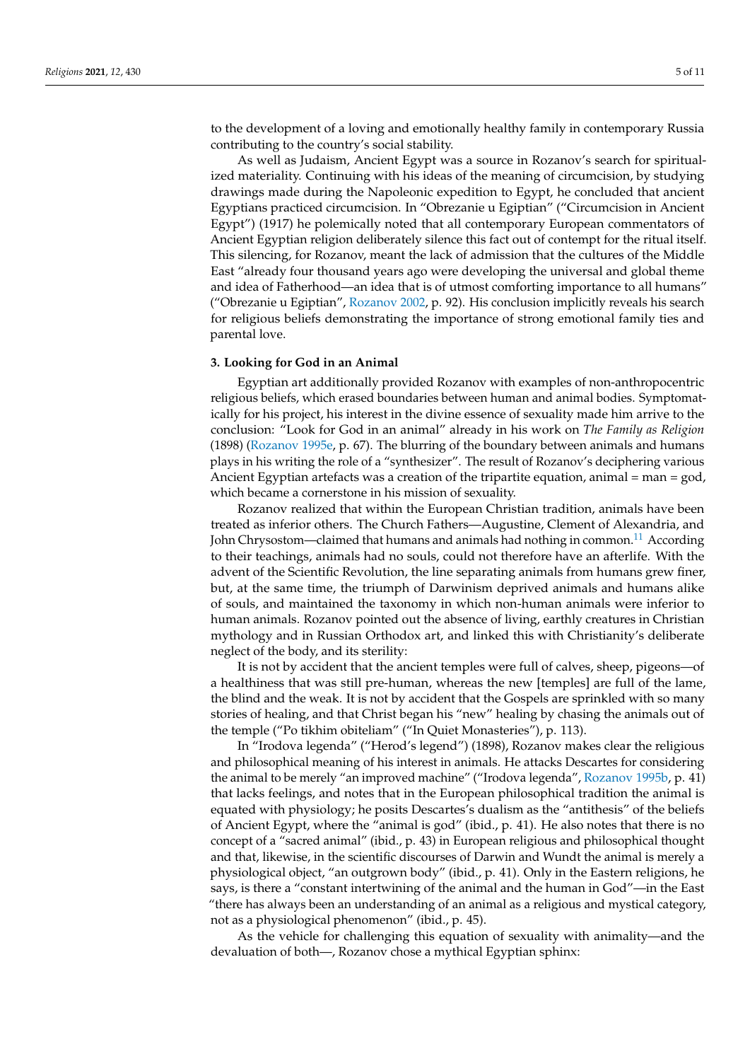to the development of a loving and emotionally healthy family in contemporary Russia contributing to the country's social stability.

As well as Judaism, Ancient Egypt was a source in Rozanov's search for spiritualized materiality. Continuing with his ideas of the meaning of circumcision, by studying drawings made during the Napoleonic expedition to Egypt, he concluded that ancient Egyptians practiced circumcision. In "Obrezanie u Egiptian" ("Circumcision in Ancient Egypt") (1917) he polemically noted that all contemporary European commentators of Ancient Egyptian religion deliberately silence this fact out of contempt for the ritual itself. This silencing, for Rozanov, meant the lack of admission that the cultures of the Middle East "already four thousand years ago were developing the universal and global theme and idea of Fatherhood—an idea that is of utmost comforting importance to all humans" ("Obrezanie u Egiptian", Rozanov 2002, p. 92). His conclusion implicitly reveals his search for religious beliefs demonstrating the importance of strong emotional family ties and parental love.

## 3. Looking for God in an Animal

Egyptian art additionally provided Rozanov with examples of non-anthropocentric religious beliefs, which erased boundaries between human and animal bodies. Symptomatically for his project, his interest in the divine essence of sexuality made him arrive to the conclusion: "Look for God in an animal" already in his work on *The Family as Religion* (1898) (Rozanov 1995e, p. 67). The blurring of the boundary between animals and humans plays in his writing the role of a "synthesizer". The result of Rozanov's deciphering various Ancient Egyptian artefacts was a creation of the tripartite equation, animal = man = god, which became a cornerstone in his mission of sexuality.

Rozanov realized that within the European Christian tradition, animals have been treated as inferior others. The Church Fathers—Augustine, Clement of Alexandria, and John Chrysostom—claimed that humans and animals had nothing in common.[11] According to their teachings, animals had no souls, could not therefore have an afterlife. With the advent of the Scientific Revolution, the line separating animals from humans grew finer, but, at the same time, the triumph of Darwinism deprived animals and humans alike of souls, and maintained the taxonomy in which non-human animals were inferior to human animals. Rozanov pointed out the absence of living, earthly creatures in Christian mythology and in Russian Orthodox art, and linked this with Christianity's deliberate neglect of the body, and its sterility:

It is not by accident that the ancient temples were full of calves, sheep, pigeons—of a healthiness that was still pre-human, whereas the new [temples] are full of the lame, the blind and the weak. It is not by accident that the Gospels are sprinkled with so many stories of healing, and that Christ began his "new" healing by chasing the animals out of the temple ("Po tikhim obiteliam" ("In Quiet Monasteries"), p. 113).

In "Irodova legenda" ("Herod's legend") (1898), Rozanov makes clear the religious and philosophical meaning of his interest in animals. He attacks Descartes for considering the animal to be merely "an improved machine" ("Irodova legenda", Rozanov 1995b, p. 41) that lacks feelings, and notes that in the European philosophical tradition the animal is equated with physiology; he posits Descartes's dualism as the "antithesis" of the beliefs of Ancient Egypt, where the "animal is god" (ibid., p. 41). He also notes that there is no concept of a "sacred animal" (ibid., p. 43) in European religious and philosophical thought and that, likewise, in the scientific discourses of Darwin and Wundt the animal is merely a physiological object, "an outgrown body" (ibid., p. 41). Only in the Eastern religions, he says, is there a "constant intertwining of the animal and the human in God"—in the East "there has always been an understanding of an animal as a religious and mystical category, not as a physiological phenomenon" (ibid., p. 45).

As the vehicle for challenging this equation of sexuality with animality—and the devaluation of both—, Rozanov chose a mythical Egyptian sphinx: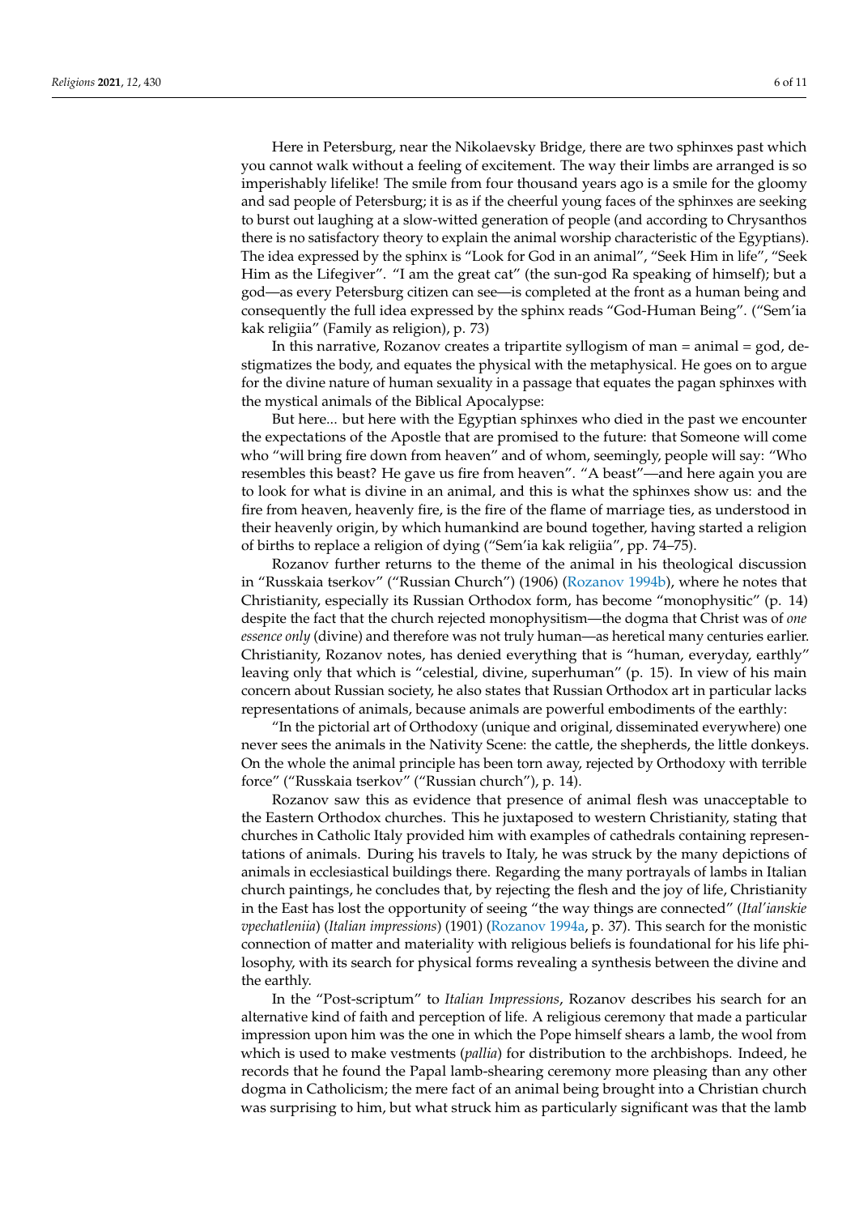Here in Petersburg, near the Nikolaevsky Bridge, there are two sphinxes past which you cannot walk without a feeling of excitement. The way their limbs are arranged is so imperishably lifelike! The smile from four thousand years ago is a smile for the gloomy and sad people of Petersburg; it is as if the cheerful young faces of the sphinxes are seeking to burst out laughing at a slow-witted generation of people (and according to Chrysanthos there is no satisfactory theory to explain the animal worship characteristic of the Egyptians). The idea expressed by the sphinx is "Look for God in an animal", "Seek Him in life", "Seek Him as the Lifegiver". "I am the great cat" (the sun-god Ra speaking of himself); but a god—as every Petersburg citizen can see—is completed at the front as a human being and consequently the full idea expressed by the sphinx reads "God-Human Being". ("Sem'ia kak religiia" (Family as religion), p. 73)

In this narrative, Rozanov creates a tripartite syllogism of man = animal = god, destigmatizes the body, and equates the physical with the metaphysical. He goes on to argue for the divine nature of human sexuality in a passage that equates the pagan sphinxes with the mystical animals of the Biblical Apocalypse:

But here... but here with the Egyptian sphinxes who died in the past we encounter the expectations of the Apostle that are promised to the future: that Someone will come who "will bring fire down from heaven" and of whom, seemingly, people will say: "Who resembles this beast? He gave us fire from heaven". "A beast"—and here again you are to look for what is divine in an animal, and this is what the sphinxes show us: and the fire from heaven, heavenly fire, is the fire of the flame of marriage ties, as understood in their heavenly origin, by which humankind are bound together, having started a religion of births to replace a religion of dying ("Sem'ia kak religiia", pp. 74–75).

Rozanov further returns to the theme of the animal in his theological discussion in "Russkaia tserkov" ("Russian Church") (1906) (Rozanov 1994b), where he notes that Christianity, especially its Russian Orthodox form, has become "monophysitic" (p. 14) despite the fact that the church rejected monophysitism—the dogma that Christ was of *one essence only* (divine) and therefore was not truly human—as heretical many centuries earlier. Christianity, Rozanov notes, has denied everything that is "human, everyday, earthly" leaving only that which is "celestial, divine, superhuman" (p. 15). In view of his main concern about Russian society, he also states that Russian Orthodox art in particular lacks representations of animals, because animals are powerful embodiments of the earthly:

"In the pictorial art of Orthodoxy (unique and original, disseminated everywhere) one never sees the animals in the Nativity Scene: the cattle, the shepherds, the little donkeys. On the whole the animal principle has been torn away, rejected by Orthodoxy with terrible force" ("Russkaia tserkov" ("Russian church"), p. 14).

Rozanov saw this as evidence that presence of animal flesh was unacceptable to the Eastern Orthodox churches. This he juxtaposed to western Christianity, stating that churches in Catholic Italy provided him with examples of cathedrals containing representations of animals. During his travels to Italy, he was struck by the many depictions of animals in ecclesiastical buildings there. Regarding the many portrayals of lambs in Italian church paintings, he concludes that, by rejecting the flesh and the joy of life, Christianity in the East has lost the opportunity of seeing "the way things are connected" (*Ital'ianskie vpechatleniia*) (*Italian impressions*) (1901) (Rozanov 1994a, p. 37). This search for the monistic connection of matter and materiality with religious beliefs is foundational for his life philosophy, with its search for physical forms revealing a synthesis between the divine and the earthly.

In the "Post-scriptum" to *Italian Impressions*, Rozanov describes his search for an alternative kind of faith and perception of life. A religious ceremony that made a particular impression upon him was the one in which the Pope himself shears a lamb, the wool from which is used to make vestments (*pallia*) for distribution to the archbishops. Indeed, he records that he found the Papal lamb-shearing ceremony more pleasing than any other dogma in Catholicism; the mere fact of an animal being brought into a Christian church was surprising to him, but what struck him as particularly significant was that the lamb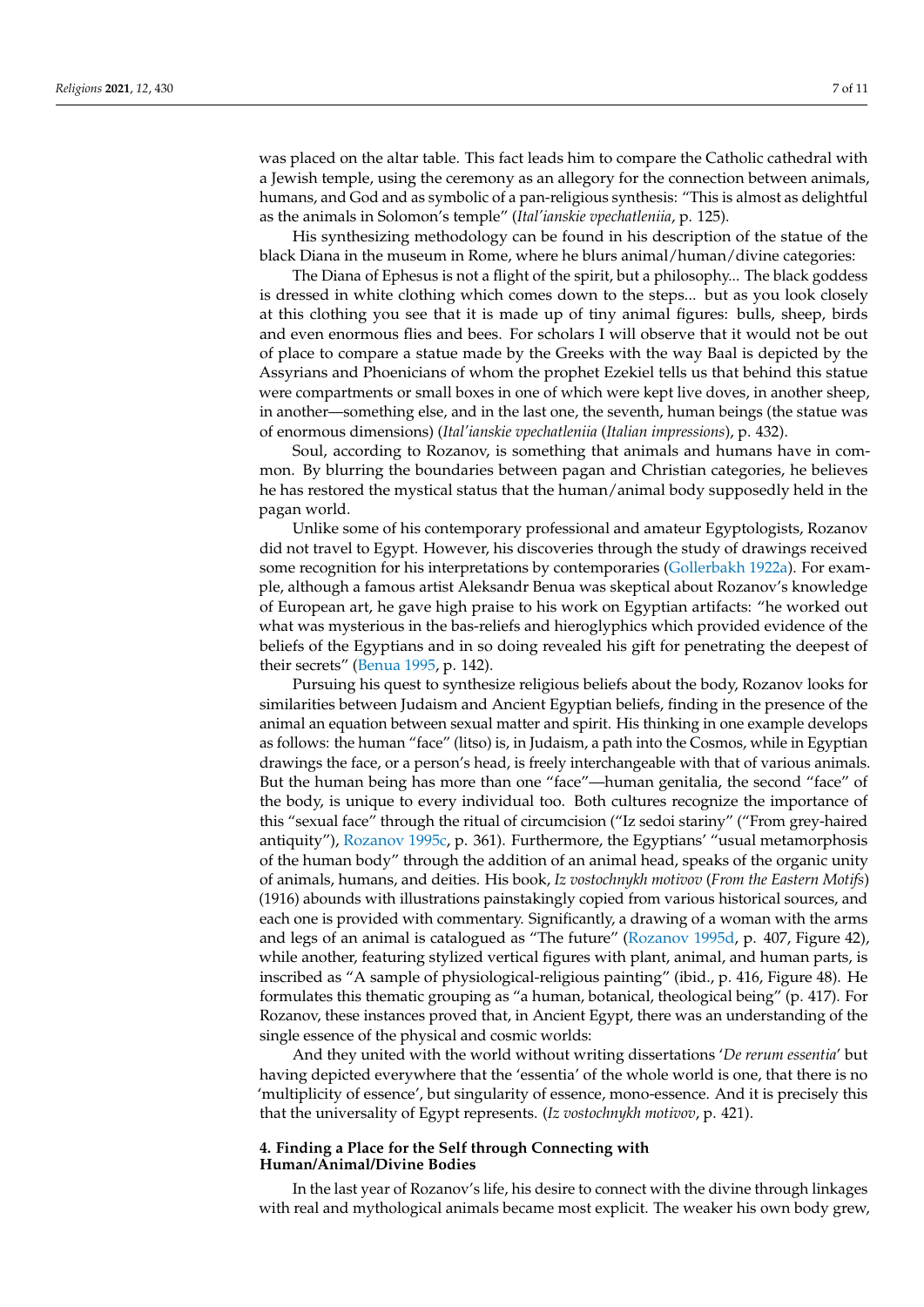was placed on the altar table. This fact leads him to compare the Catholic cathedral with a Jewish temple, using the ceremony as an allegory for the connection between animals, humans, and God and as symbolic of a pan-religious synthesis: "This is almost as delightful as the animals in Solomon's temple" (*Ital'ianskie vpechatleniia*, p. 125).

His synthesizing methodology can be found in his description of the statue of the black Diana in the museum in Rome, where he blurs animal/human/divine categories:

The Diana of Ephesus is not a flight of the spirit, but a philosophy... The black goddess is dressed in white clothing which comes down to the steps... but as you look closely at this clothing you see that it is made up of tiny animal figures: bulls, sheep, birds and even enormous flies and bees. For scholars I will observe that it would not be out of place to compare a statue made by the Greeks with the way Baal is depicted by the Assyrians and Phoenicians of whom the prophet Ezekiel tells us that behind this statue were compartments or small boxes in one of which were kept live doves, in another sheep, in another—something else, and in the last one, the seventh, human beings (the statue was of enormous dimensions) (*Ital'ianskie vpechatleniia* (*Italian impressions*), p. 432).

Soul, according to Rozanov, is something that animals and humans have in common. By blurring the boundaries between pagan and Christian categories, he believes he has restored the mystical status that the human/animal body supposedly held in the pagan world.

Unlike some of his contemporary professional and amateur Egyptologists, Rozanov did not travel to Egypt. However, his discoveries through the study of drawings received some recognition for his interpretations by contemporaries (Gollerbakh 1922a). For example, although a famous artist Aleksandr Benua was skeptical about Rozanov's knowledge of European art, he gave high praise to his work on Egyptian artifacts: "he worked out what was mysterious in the bas-reliefs and hieroglyphics which provided evidence of the beliefs of the Egyptians and in so doing revealed his gift for penetrating the deepest of their secrets" (Benua 1995, p. 142).

Pursuing his quest to synthesize religious beliefs about the body, Rozanov looks for similarities between Judaism and Ancient Egyptian beliefs, finding in the presence of the animal an equation between sexual matter and spirit. His thinking in one example develops as follows: the human "face" (litso) is, in Judaism, a path into the Cosmos, while in Egyptian drawings the face, or a person's head, is freely interchangeable with that of various animals. But the human being has more than one "face"—human genitalia, the second "face" of the body, is unique to every individual too. Both cultures recognize the importance of this "sexual face" through the ritual of circumcision ("Iz sedoi stariny" ("From grey-haired antiquity"), Rozanov 1995c, p. 361). Furthermore, the Egyptians' "usual metamorphosis of the human body" through the addition of an animal head, speaks of the organic unity of animals, humans, and deities. His book, *Iz vostochnykh motivov* (*From the Eastern Motifs*) (1916) abounds with illustrations painstakingly copied from various historical sources, and each one is provided with commentary. Significantly, a drawing of a woman with the arms and legs of an animal is catalogued as "The future" (Rozanov 1995d, p. 407, Figure 42), while another, featuring stylized vertical figures with plant, animal, and human parts, is inscribed as "A sample of physiological-religious painting" (ibid., p. 416, Figure 48). He formulates this thematic grouping as "a human, botanical, theological being" (p. 417). For Rozanov, these instances proved that, in Ancient Egypt, there was an understanding of the single essence of the physical and cosmic worlds:

And they united with the world without writing dissertations '*De rerum essentia*' but having depicted everywhere that the 'essentia' of the whole world is one, that there is no 'multiplicity of essence', but singularity of essence, mono-essence. And it is precisely this that the universality of Egypt represents. (*Iz vostochnykh motivov*, p. 421).

## 4. Finding a Place for the Self through Connecting with Human/Animal/Divine Bodies

In the last year of Rozanov's life, his desire to connect with the divine through linkages with real and mythological animals became most explicit. The weaker his own body grew,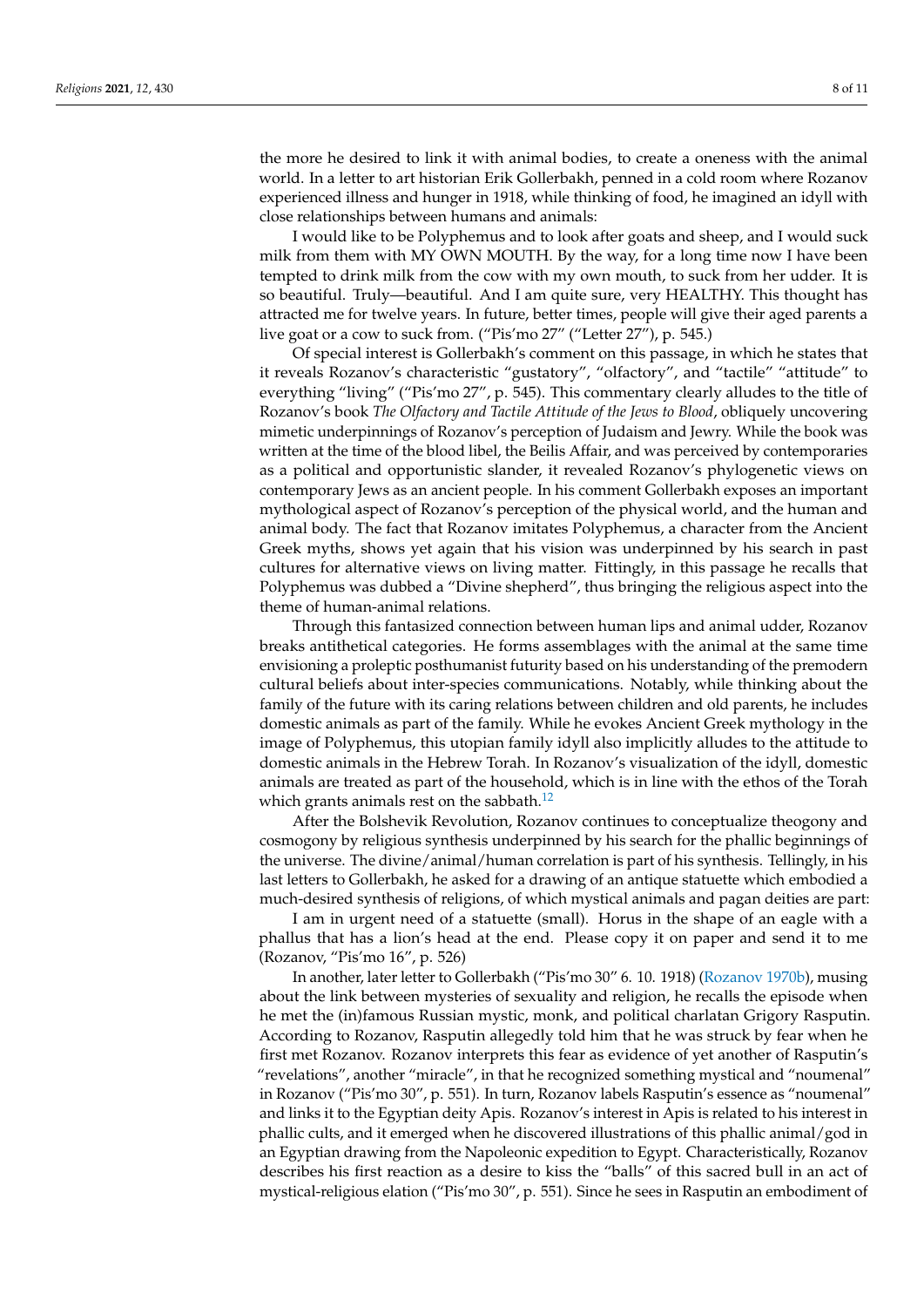the more he desired to link it with animal bodies, to create a oneness with the animal world. In a letter to art historian Erik Gollerbakh, penned in a cold room where Rozanov experienced illness and hunger in 1918, while thinking of food, he imagined an idyll with close relationships between humans and animals:

I would like to be Polyphemus and to look after goats and sheep, and I would suck milk from them with MY OWN MOUTH. By the way, for a long time now I have been tempted to drink milk from the cow with my own mouth, to suck from her udder. It is so beautiful. Truly—beautiful. And I am quite sure, very HEALTHY. This thought has attracted me for twelve years. In future, better times, people will give their aged parents a live goat or a cow to suck from. ("Pis'mo 27" ("Letter 27"), p. 545.)

Of special interest is Gollerbakh's comment on this passage, in which he states that it reveals Rozanov's characteristic "gustatory", "olfactory", and "tactile" "attitude" to everything "living" ("Pis'mo 27", p. 545). This commentary clearly alludes to the title of Rozanov's book *The Olfactory and Tactile Attitude of the Jews to Blood*, obliquely uncovering mimetic underpinnings of Rozanov's perception of Judaism and Jewry. While the book was written at the time of the blood libel, the Beilis Affair, and was perceived by contemporaries as a political and opportunistic slander, it revealed Rozanov's phylogenetic views on contemporary Jews as an ancient people. In his comment Gollerbakh exposes an important mythological aspect of Rozanov's perception of the physical world, and the human and animal body. The fact that Rozanov imitates Polyphemus, a character from the Ancient Greek myths, shows yet again that his vision was underpinned by his search in past cultures for alternative views on living matter. Fittingly, in this passage he recalls that Polyphemus was dubbed a "Divine shepherd", thus bringing the religious aspect into the theme of human-animal relations.

Through this fantasized connection between human lips and animal udder, Rozanov breaks antithetical categories. He forms assemblages with the animal at the same time envisioning a proleptic posthumanist futurity based on his understanding of the premodern cultural beliefs about inter-species communications. Notably, while thinking about the family of the future with its caring relations between children and old parents, he includes domestic animals as part of the family. While he evokes Ancient Greek mythology in the image of Polyphemus, this utopian family idyll also implicitly alludes to the attitude to domestic animals in the Hebrew Torah. In Rozanov's visualization of the idyll, domestic animals are treated as part of the household, which is in line with the ethos of the Torah which grants animals rest on the sabbath.[12]

After the Bolshevik Revolution, Rozanov continues to conceptualize theogony and cosmogony by religious synthesis underpinned by his search for the phallic beginnings of the universe. The divine/animal/human correlation is part of his synthesis. Tellingly, in his last letters to Gollerbakh, he asked for a drawing of an antique statuette which embodied a much-desired synthesis of religions, of which mystical animals and pagan deities are part:

I am in urgent need of a statuette (small). Horus in the shape of an eagle with a phallus that has a lion's head at the end. Please copy it on paper and send it to me (Rozanov, "Pis'mo 16", p. 526)

In another, later letter to Gollerbakh ("Pis'mo 30" 6. 10. 1918) (Rozanov 1970b), musing about the link between mysteries of sexuality and religion, he recalls the episode when he met the (in)famous Russian mystic, monk, and political charlatan Grigory Rasputin. According to Rozanov, Rasputin allegedly told him that he was struck by fear when he first met Rozanov. Rozanov interprets this fear as evidence of yet another of Rasputin's "revelations", another "miracle", in that he recognized something mystical and "noumenal" in Rozanov ("Pis'mo 30", p. 551). In turn, Rozanov labels Rasputin's essence as "noumenal" and links it to the Egyptian deity Apis. Rozanov's interest in Apis is related to his interest in phallic cults, and it emerged when he discovered illustrations of this phallic animal/god in an Egyptian drawing from the Napoleonic expedition to Egypt. Characteristically, Rozanov describes his first reaction as a desire to kiss the "balls" of this sacred bull in an act of mystical-religious elation ("Pis'mo 30", p. 551). Since he sees in Rasputin an embodiment of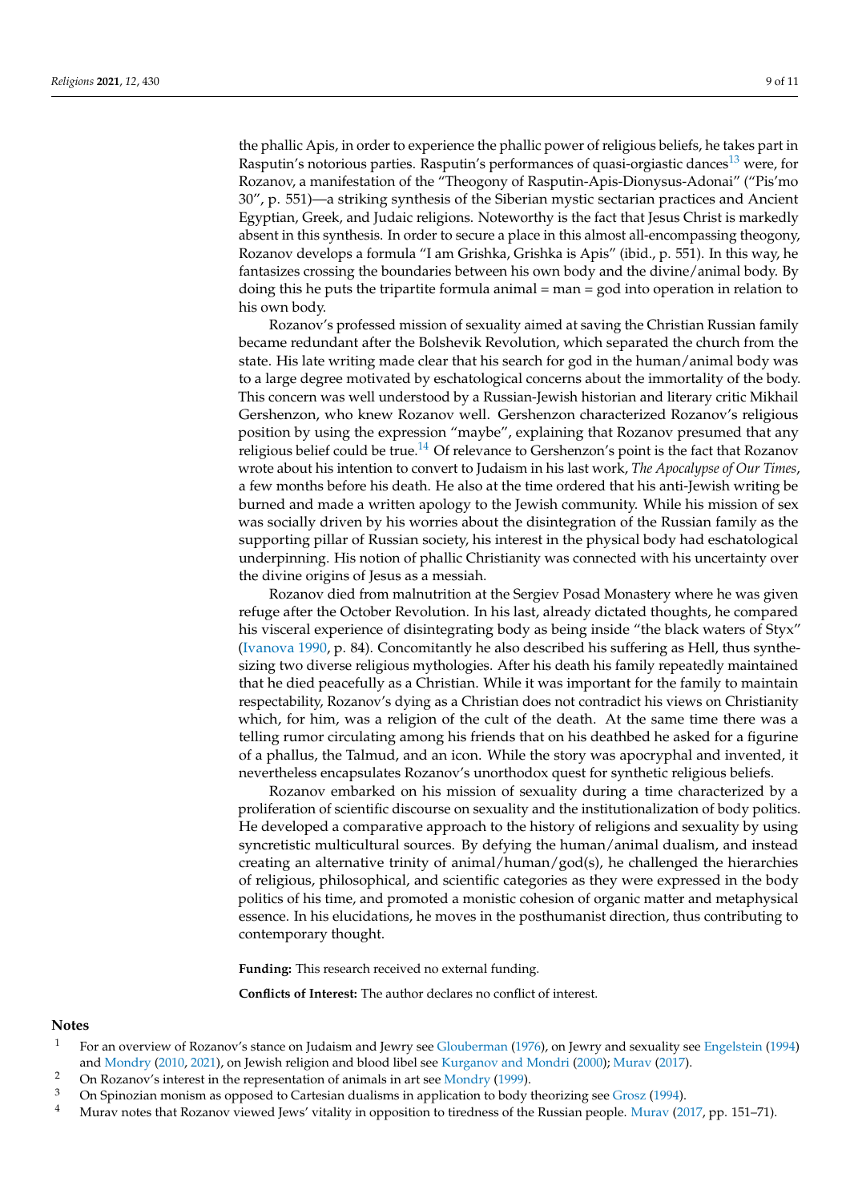the phallic Apis, in order to experience the phallic power of religious beliefs, he takes part in Rasputin's notorious parties. Rasputin's performances of quasi-orgiastic dances[13] were, for Rozanov, a manifestation of the "Theogony of Rasputin-Apis-Dionysus-Adonai" ("Pis'mo 30", p. 551)—a striking synthesis of the Siberian mystic sectarian practices and Ancient Egyptian, Greek, and Judaic religions. Noteworthy is the fact that Jesus Christ is markedly absent in this synthesis. In order to secure a place in this almost all-encompassing theogony, Rozanov develops a formula "I am Grishka, Grishka is Apis" (ibid., p. 551). In this way, he fantasizes crossing the boundaries between his own body and the divine/animal body. By doing this he puts the tripartite formula animal = man = god into operation in relation to his own body.

Rozanov's professed mission of sexuality aimed at saving the Christian Russian family became redundant after the Bolshevik Revolution, which separated the church from the state. His late writing made clear that his search for god in the human/animal body was to a large degree motivated by eschatological concerns about the immortality of the body. This concern was well understood by a Russian-Jewish historian and literary critic Mikhail Gershenzon, who knew Rozanov well. Gershenzon characterized Rozanov's religious position by using the expression "maybe", explaining that Rozanov presumed that any religious belief could be true.[14] Of relevance to Gershenzon's point is the fact that Rozanov wrote about his intention to convert to Judaism in his last work, *The Apocalypse of Our Times*, a few months before his death. He also at the time ordered that his anti-Jewish writing be burned and made a written apology to the Jewish community. While his mission of sex was socially driven by his worries about the disintegration of the Russian family as the supporting pillar of Russian society, his interest in the physical body had eschatological underpinning. His notion of phallic Christianity was connected with his uncertainty over the divine origins of Jesus as a messiah.

Rozanov died from malnutrition at the Sergiev Posad Monastery where he was given refuge after the October Revolution. In his last, already dictated thoughts, he compared his visceral experience of disintegrating body as being inside "the black waters of Styx" (Ivanova 1990, p. 84). Concomitantly he also described his suffering as Hell, thus synthesizing two diverse religious mythologies. After his death his family repeatedly maintained that he died peacefully as a Christian. While it was important for the family to maintain respectability, Rozanov's dying as a Christian does not contradict his views on Christianity which, for him, was a religion of the cult of the death. At the same time there was a telling rumor circulating among his friends that on his deathbed he asked for a figurine of a phallus, the Talmud, and an icon. While the story was apocryphal and invented, it nevertheless encapsulates Rozanov's unorthodox quest for synthetic religious beliefs.

Rozanov embarked on his mission of sexuality during a time characterized by a proliferation of scientific discourse on sexuality and the institutionalization of body politics. He developed a comparative approach to the history of religions and sexuality by using syncretistic multicultural sources. By defying the human/animal dualism, and instead creating an alternative trinity of animal/human/god(s), he challenged the hierarchies of religious, philosophical, and scientific categories as they were expressed in the body politics of his time, and promoted a monistic cohesion of organic matter and metaphysical essence. In his elucidations, he moves in the posthumanist direction, thus contributing to contemporary thought.

**Funding:** This research received no external funding.

**Conflicts of Interest:** The author declares no conflict of interest.

## Notes

1. For an overview of Rozanov's stance on Judaism and Jewry see Glouberman (1976), on Jewry and sexuality see Engelstein (1994) and Mondry (2010, 2021), on Jewish religion and blood libel see Kurganov and Mondri (2000); Murav (2017).
2. On Rozanov's interest in the representation of animals in art see Mondry (1999).
3. On Spinozian monism as opposed to Cartesian dualisms in application to body theorizing see Grosz (1994).
4. Murav notes that Rozanov viewed Jews' vitality in opposition to tiredness of the Russian people. Murav (2017, pp. 151–71).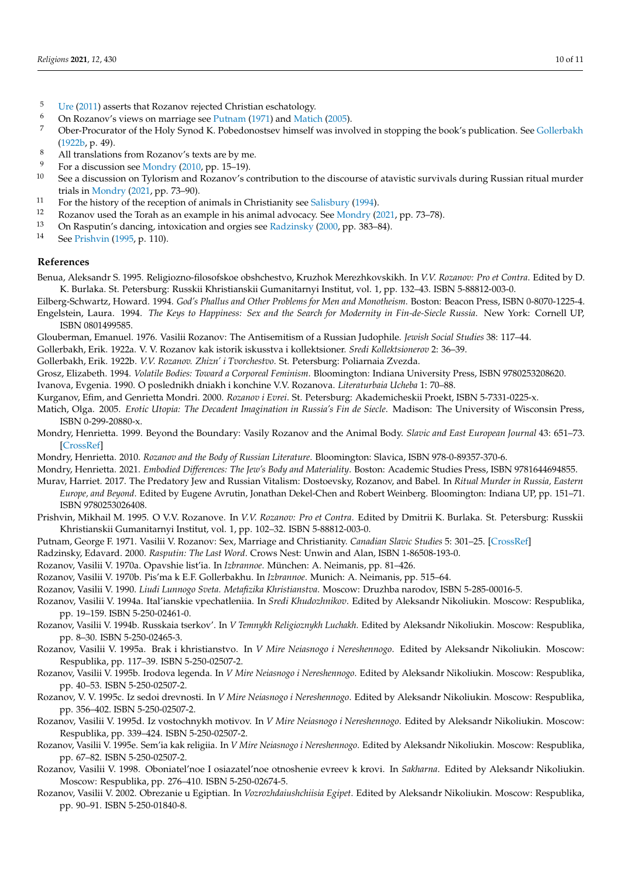5 Ure (2011) asserts that Rozanov rejected Christian eschatology.

6 On Rozanov's views on marriage see Putnam (1971) and Matich (2005).

7 Ober-Procurator of the Holy Synod K. Pobedonostsev himself was involved in stopping the book's publication. See Gollerbakh (1922b, p. 49).

8 All translations from Rozanov's texts are by me.

9 For a discussion see Mondry (2010, pp. 15–19).

10 See a discussion on Tylorism and Rozanov's contribution to the discourse of atavistic survivals during Russian ritual murder trials in Mondry (2021, pp. 73–90).

11 For the history of the reception of animals in Christianity see Salisbury (1994).

12 Rozanov used the Torah as an example in his animal advocacy. See Mondry (2021, pp. 73–78).

13 On Rasputin's dancing, intoxication and orgies see Radzinsky (2000, pp. 383–84).

14 See Prishvin (1995, p. 110).

## References

Benua, Aleksandr S. 1995. Religiozno-filosofskoe obshchestvo, Kruzhok Merezhkovskikh. In *V.V. Rozanov: Pro et Contra*. Edited by D. K. Burlaka. St. Petersburg: Russkii Khristianskii Gumanitarnyi Institut, vol. 1, pp. 132–43. ISBN 5-88812-003-0.

Eilberg-Schwartz, Howard. 1994. *God's Phallus and Other Problems for Men and Monotheism*. Boston: Beacon Press, ISBN 0-8070-1225-4.

Engelstein, Laura. 1994. *The Keys to Happiness: Sex and the Search for Modernity in Fin-de-Siecle Russia*. New York: Cornell UP, ISBN 0801499585.

Glouberman, Emanuel. 1976. Vasilii Rozanov: The Antisemitism of a Russian Judophile. *Jewish Social Studies* 38: 117–44.

Gollerbakh, Erik. 1922a. V. V. Rozanov kak istorik iskusstva i kollektsioner. *Sredi Kollektsionerov* 2: 36–39.

Gollerbakh, Erik. 1922b. *V.V. Rozanov. Zhizn' i Tvorchestvo*. St. Petersburg: Poliarnaia Zvezda.

Grosz, Elizabeth. 1994. *Volatile Bodies: Toward a Corporeal Feminism*. Bloomington: Indiana University Press, ISBN 9780253208620.

Ivanova, Evgenia. 1990. O poslednikh dniakh i konchine V.V. Rozanova. *Literaturbaia Ucheba* 1: 70–88.

Kurganov, Efim, and Genrietta Mondri. 2000. *Rozanov i Evrei*. St. Petersburg: Akademicheskii Proekt, ISBN 5-7331-0225-x.

Matich, Olga. 2005. *Erotic Utopia: The Decadent Imagination in Russia's Fin de Siecle*. Madison: The University of Wisconsin Press, ISBN 0-299-20880-x.

Mondry, Henrietta. 1999. Beyond the Boundary: Vasily Rozanov and the Animal Body. *Slavic and East European Journal* 43: 651–73. [CrossRef]

Mondry, Henrietta. 2010. *Rozanov and the Body of Russian Literature*. Bloomington: Slavica, ISBN 978-0-89357-370-6.

Mondry, Henrietta. 2021. *Embodied Differences: The Jew's Body and Materiality*. Boston: Academic Studies Press, ISBN 9781644694855.

Murav, Harriet. 2017. The Predatory Jew and Russian Vitalism: Dostoevsky, Rozanov, and Babel. In *Ritual Murder in Russia, Eastern Europe, and Beyond*. Edited by Eugene Avrutin, Jonathan Dekel-Chen and Robert Weinberg. Bloomington: Indiana UP, pp. 151–71. ISBN 9780253026408.

Prishvin, Mikhail M. 1995. O V.V. Rozanove. In *V.V. Rozanov: Pro et Contra*. Edited by Dmitrii K. Burlaka. St. Petersburg: Russkii Khristianskii Gumanitarnyi Institut, vol. 1, pp. 102–32. ISBN 5-88812-003-0.

Putnam, George F. 1971. Vasilii V. Rozanov: Sex, Marriage and Christianity. *Canadian Slavic Studies* 5: 301–25. [CrossRef]

Radzinsky, Edavard. 2000. *Rasputin: The Last Word*. Crows Nest: Unwin and Alan, ISBN 1-86508-193-0.

Rozanov, Vasilii V. 1970a. Opavshie list'ia. In *Izbrannoe*. München: A. Neimanis, pp. 81–426.

Rozanov, Vasilii V. 1970b. Pis'ma k E.F. Gollerbakhu. In *Izbrannoe*. Munich: A. Neimanis, pp. 515–64.

Rozanov, Vasilii V. 1990. *Liudi Lunnogo Sveta. Metafizika Khristianstva*. Moscow: Druzhba narodov, ISBN 5-285-00016-5.

Rozanov, Vasilii V. 1994a. Ital'ianskie vpechatleniia. In *Sredi Khudozhnikov*. Edited by Aleksandr Nikoliukin. Moscow: Respublika, pp. 19–159. ISBN 5-250-02461-0.

Rozanov, Vasilii V. 1994b. Russkaia tserkov'. In *V Temnykh Religioznykh Luchakh*. Edited by Aleksandr Nikoliukin. Moscow: Respublika, pp. 8–30. ISBN 5-250-02465-3.

Rozanov, Vasilii V. 1995a. Brak i khristianstvo. In *V Mire Neiasnogo i Nereshennogo*. Edited by Aleksandr Nikoliukin. Moscow: Respublika, pp. 117–39. ISBN 5-250-02507-2.

Rozanov, Vasilii V. 1995b. Irodova legenda. In *V Mire Neiasnogo i Nereshennogo*. Edited by Aleksandr Nikoliukin. Moscow: Respublika, pp. 40–53. ISBN 5-250-02507-2.

Rozanov, V. V. 1995c. Iz sedoi drevnosti. In *V Mire Neiasnogo i Nereshennogo*. Edited by Aleksandr Nikoliukin. Moscow: Respublika, pp. 356–402. ISBN 5-250-02507-2.

Rozanov, Vasilii V. 1995d. Iz vostochnykh motivov. In *V Mire Neiasnogo i Nereshennogo*. Edited by Aleksandr Nikoliukin. Moscow: Respublika, pp. 339–424. ISBN 5-250-02507-2.

Rozanov, Vasilii V. 1995e. Sem'ia kak religiia. In *V Mire Neiasnogo i Nereshennogo*. Edited by Aleksandr Nikoliukin. Moscow: Respublika, pp. 67–82. ISBN 5-250-02507-2.

Rozanov, Vasilii V. 1998. Oboniatel'noe I osiazatel'noe otnoshenie evreev k krovi. In *Sakharna*. Edited by Aleksandr Nikoliukin. Moscow: Respublika, pp. 276–410. ISBN 5-250-02674-5.

Rozanov, Vasilii V. 2002. Obrezanie u Egiptian. In *Vozrozhdaiushchiisia Egipet*. Edited by Aleksandr Nikoliukin. Moscow: Respublika, pp. 90–91. ISBN 5-250-01840-8.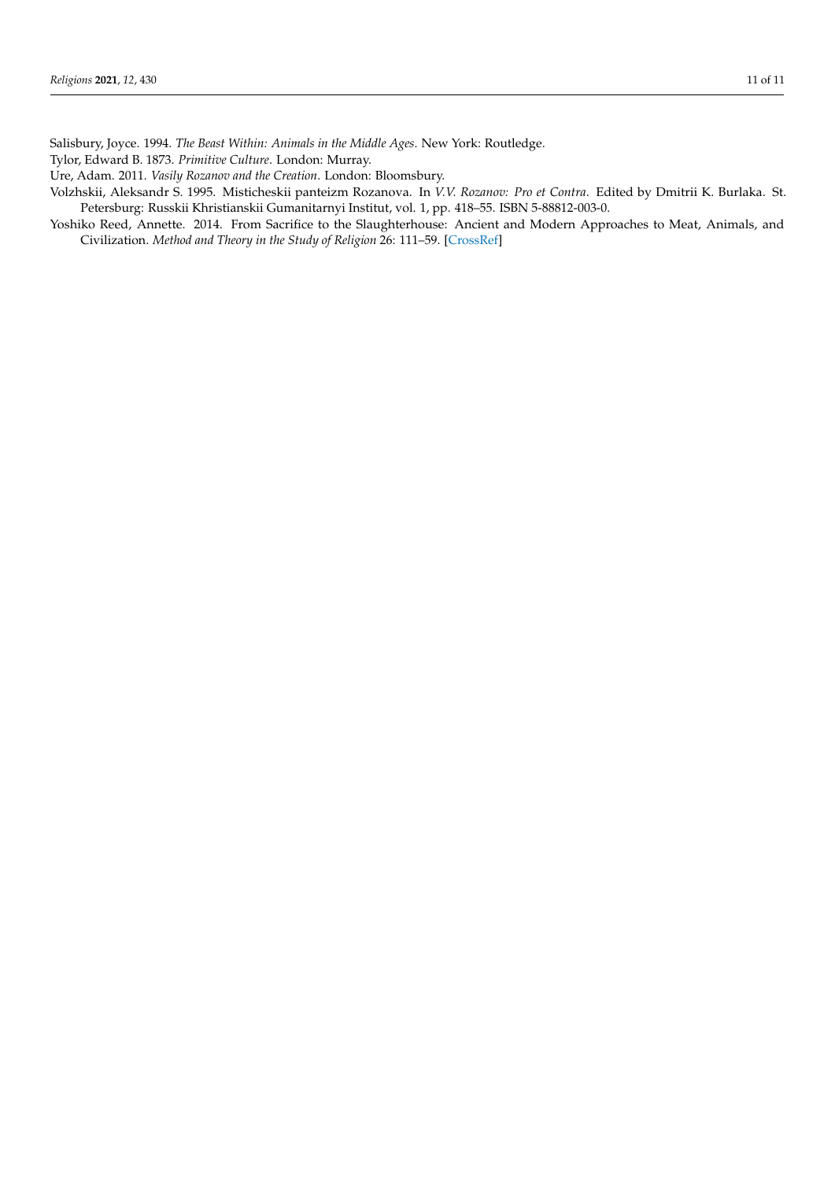Salisbury, Joyce. 1994. *The Beast Within: Animals in the Middle Ages*. New York: Routledge.

Tylor, Edward B. 1873. *Primitive Culture*. London: Murray.

Ure, Adam. 2011. *Vasily Rozanov and the Creation*. London: Bloomsbury.

Volzhskii, Aleksandr S. 1995. Misticheskii panteizm Rozanova. In *V.V. Rozanov: Pro et Contra*. Edited by Dmitrii K. Burlaka. St. Petersburg: Russkii Khristianskii Gumanitarnyi Institut, vol. 1, pp. 418–55. ISBN 5-88812-003-0.

Yoshiko Reed, Annette. 2014. From Sacrifice to the Slaughterhouse: Ancient and Modern Approaches to Meat, Animals, and Civilization. *Method and Theory in the Study of Religion* 26: 111–59. [CrossRef]